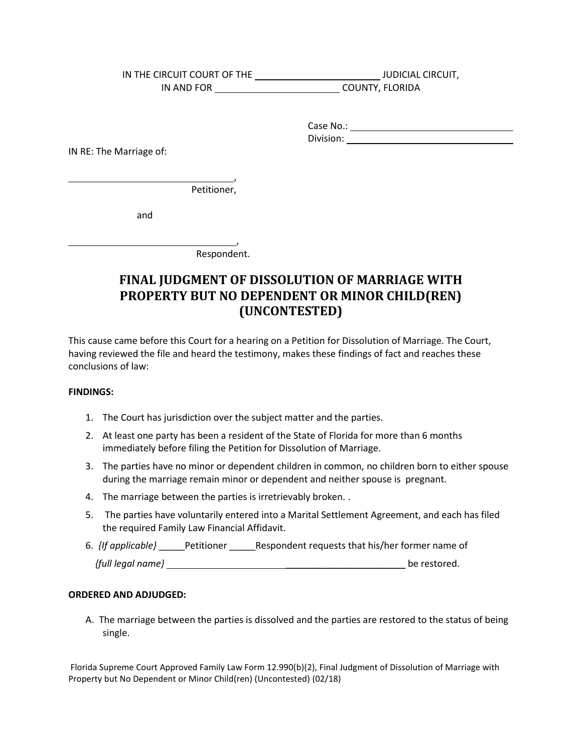IN THE CIRCUIT COURT OF THE \_\_\_\_\_\_\_\_\_\_\_\_\_\_\_\_\_\_\_\_\_\_\_\_ JUDICIAL CIRCUIT,
IN AND FOR \_\_\_\_\_\_\_\_\_\_\_\_\_\_\_\_\_\_\_\_\_\_\_\_ COUNTY, FLORIDA

Case No.: \_\_\_\_\_\_\_\_\_\_\_\_\_\_\_\_\_\_\_\_\_\_\_\_
Division: \_\_\_\_\_\_\_\_\_\_\_\_\_\_\_\_\_\_\_\_\_\_\_\_

IN RE: The Marriage of:

\_\_\_\_\_\_\_\_\_\_\_\_\_\_\_\_\_\_\_\_\_\_\_\_\_\_\_\_\_\_,
Petitioner,

and

\_\_\_\_\_\_\_\_\_\_\_\_\_\_\_\_\_\_\_\_\_\_\_\_\_\_\_\_\_\_,
Respondent.

# FINAL JUDGMENT OF DISSOLUTION OF MARRIAGE WITH PROPERTY BUT NO DEPENDENT OR MINOR CHILD(REN) (UNCONTESTED)

This cause came before this Court for a hearing on a Petition for Dissolution of Marriage. The Court, having reviewed the file and heard the testimony, makes these findings of fact and reaches these conclusions of law:

**FINDINGS:**

1. The Court has jurisdiction over the subject matter and the parties.
2. At least one party has been a resident of the State of Florida for more than 6 months immediately before filing the Petition for Dissolution of Marriage.
3. The parties have no minor or dependent children in common, no children born to either spouse during the marriage remain minor or dependent and neither spouse is pregnant.
4. The marriage between the parties is irretrievably broken. .
5. The parties have voluntarily entered into a Marital Settlement Agreement, and each has filed the required Family Law Financial Affidavit.
6. *{If applicable}* \_\_\_\_\_Petitioner \_\_\_\_\_Respondent requests that his/her former name of *{full legal name}* \_\_\_\_\_\_\_\_\_\_\_\_\_\_\_\_\_\_\_\_\_\_\_\_\_\_\_\_\_\_\_\_\_\_\_\_\_\_\_\_\_\_\_\_ be restored.

**ORDERED AND ADJUDGED:**

A. The marriage between the parties is dissolved and the parties are restored to the status of being single.

Florida Supreme Court Approved Family Law Form 12.990(b)(2), Final Judgment of Dissolution of Marriage with Property but No Dependent or Minor Child(ren) (Uncontested) (02/18)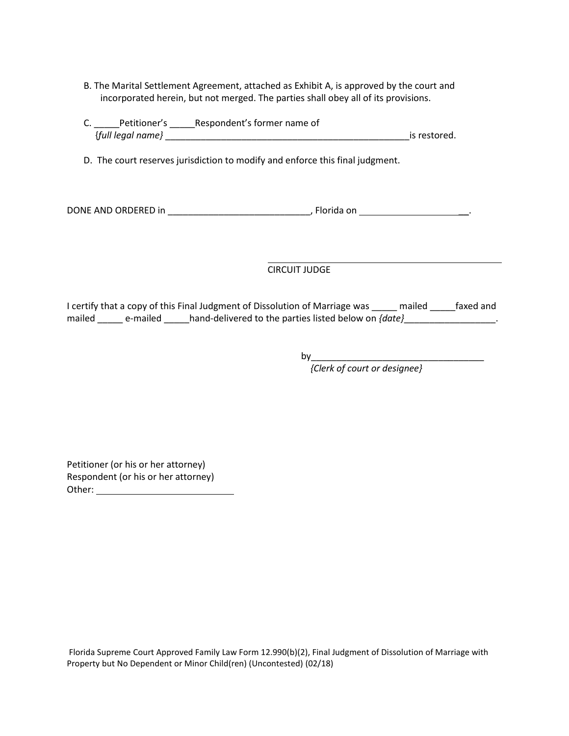B. The Marital Settlement Agreement, attached as Exhibit A, is approved by the court and incorporated herein, but not merged. The parties shall obey all of its provisions.

C. _____Petitioner's _____Respondent's former name of *{full legal name}* _______________________________________________is restored.

D. The court reserves jurisdiction to modify and enforce this final judgment.

DONE AND ORDERED in ____________________________, Florida on ______________________.

\_\_\_\_\_\_\_\_\_\_\_\_\_\_\_\_\_\_\_\_\_\_\_\_\_\_\_\_\_\_\_\_\_\_\_\_\_\_\_\_\_\_\_\_
CIRCUIT JUDGE

I certify that a copy of this Final Judgment of Dissolution of Marriage was _____ mailed _____faxed and mailed _____ e-mailed _____hand-delivered to the parties listed below on *{date}*__________________.

by___________________________________
*{Clerk of court or designee}*

Petitioner (or his or her attorney)
Respondent (or his or her attorney)
Other: ___________________________

Florida Supreme Court Approved Family Law Form 12.990(b)(2), Final Judgment of Dissolution of Marriage with Property but No Dependent or Minor Child(ren) (Uncontested) (02/18)